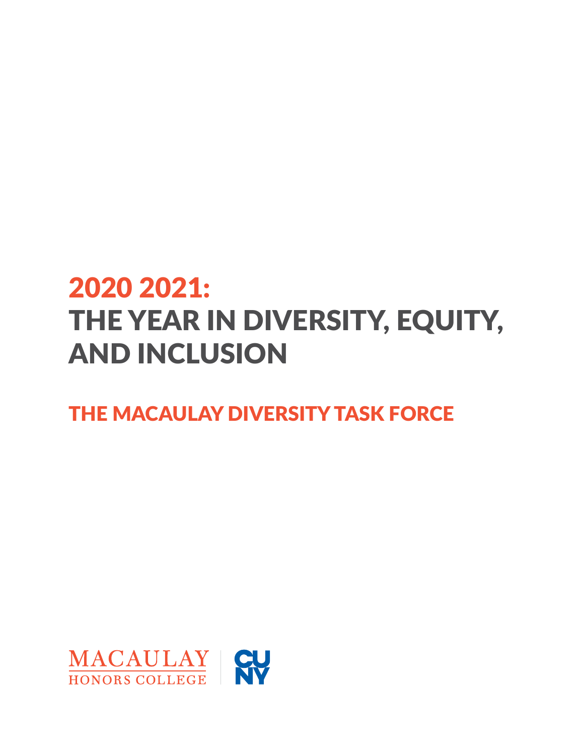# 2020 2021: THE YEAR IN DIVERSITY, EQUITY, AND INCLUSION

## THE MACAULAY DIVERSITY TASK FORCE

MACAULAY HONORS COLLEGE | CUNY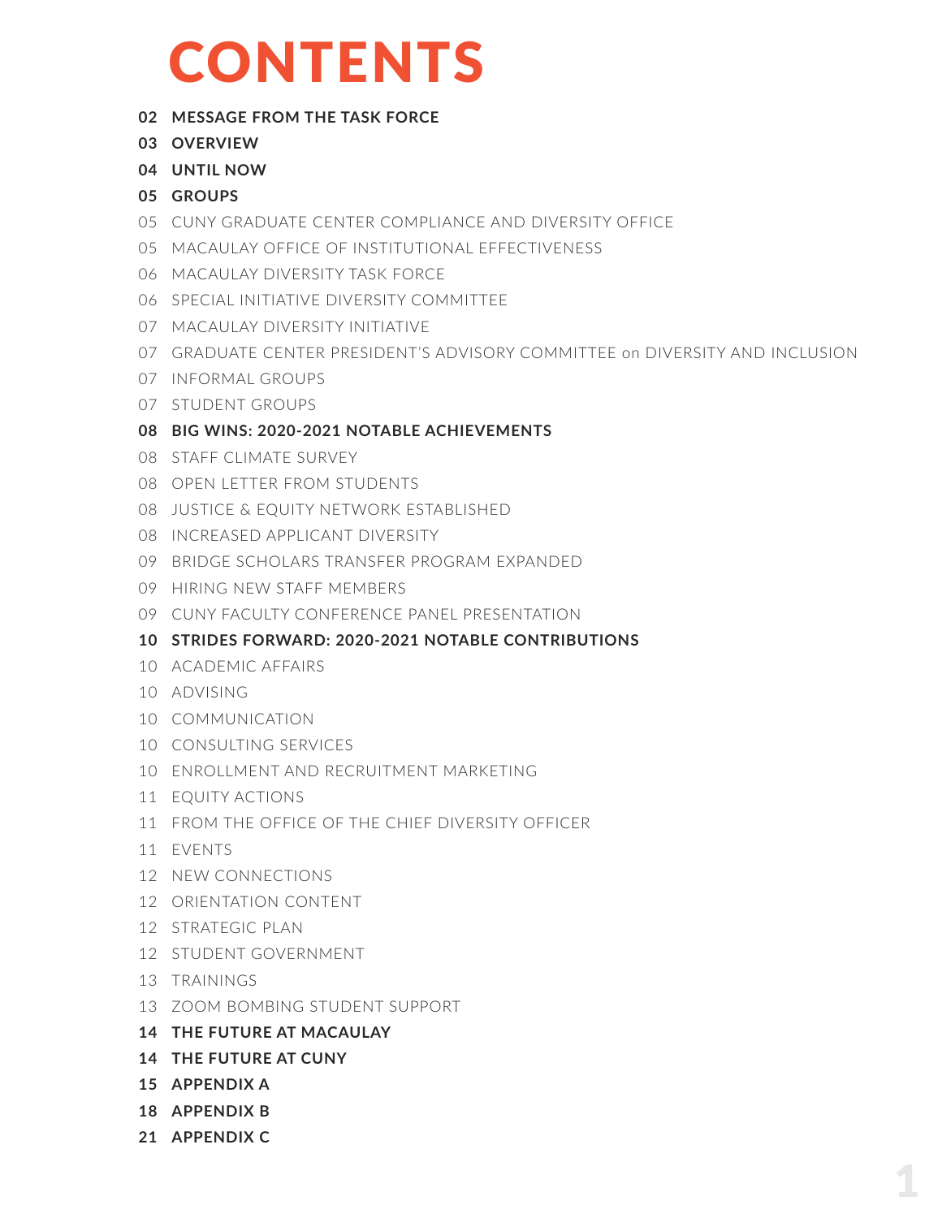# CONTENTS

**02 MESSAGE FROM THE TASK FORCE**

**03 OVERVIEW**

**04 UNTIL NOW**

**05 GROUPS**

05 CUNY GRADUATE CENTER COMPLIANCE AND DIVERSITY OFFICE

05 MACAULAY OFFICE OF INSTITUTIONAL EFFECTIVENESS

06 MACAULAY DIVERSITY TASK FORCE

06 SPECIAL INITIATIVE DIVERSITY COMMITTEE

07 MACAULAY DIVERSITY INITIATIVE

07 GRADUATE CENTER PRESIDENT'S ADVISORY COMMITTEE on DIVERSITY AND INCLUSION

07 INFORMAL GROUPS

07 STUDENT GROUPS

**08 BIG WINS: 2020-2021 NOTABLE ACHIEVEMENTS**

08 STAFF CLIMATE SURVEY

08 OPEN LETTER FROM STUDENTS

08 JUSTICE & EQUITY NETWORK ESTABLISHED

08 INCREASED APPLICANT DIVERSITY

09 BRIDGE SCHOLARS TRANSFER PROGRAM EXPANDED

09 HIRING NEW STAFF MEMBERS

09 CUNY FACULTY CONFERENCE PANEL PRESENTATION

**10 STRIDES FORWARD: 2020-2021 NOTABLE CONTRIBUTIONS**

10 ACADEMIC AFFAIRS

10 ADVISING

10 COMMUNICATION

10 CONSULTING SERVICES

10 ENROLLMENT AND RECRUITMENT MARKETING

11 EQUITY ACTIONS

11 FROM THE OFFICE OF THE CHIEF DIVERSITY OFFICER

11 EVENTS

12 NEW CONNECTIONS

12 ORIENTATION CONTENT

12 STRATEGIC PLAN

12 STUDENT GOVERNMENT

13 TRAININGS

13 ZOOM BOMBING STUDENT SUPPORT

**14 THE FUTURE AT MACAULAY**

**14 THE FUTURE AT CUNY**

**15 APPENDIX A**

**18 APPENDIX B**

**21 APPENDIX C**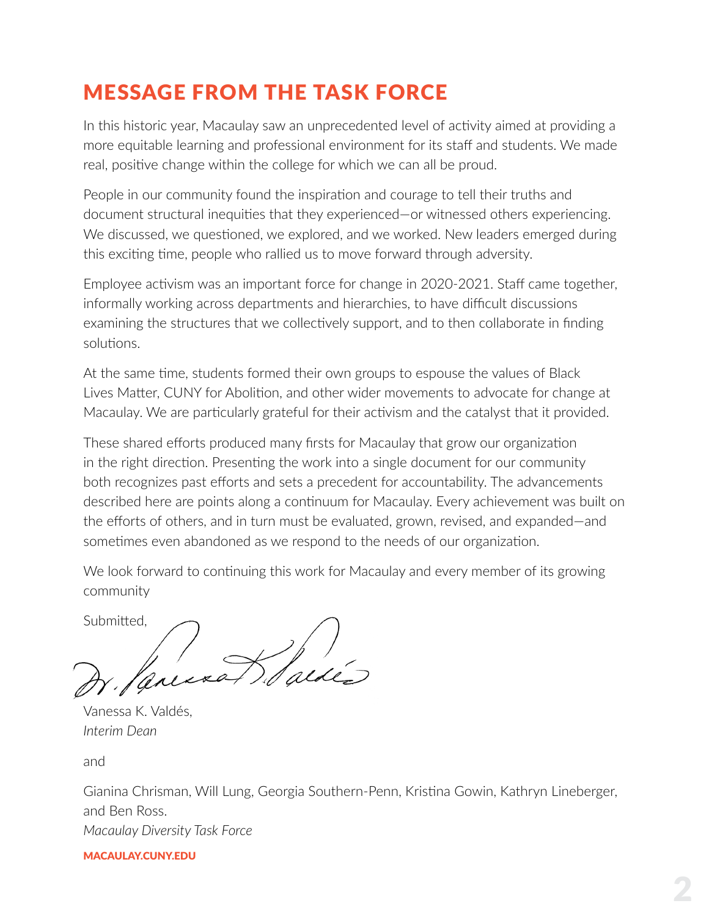# MESSAGE FROM THE TASK FORCE

In this historic year, Macaulay saw an unprecedented level of activity aimed at providing a more equitable learning and professional environment for its staff and students. We made real, positive change within the college for which we can all be proud.

People in our community found the inspiration and courage to tell their truths and document structural inequities that they experienced—or witnessed others experiencing. We discussed, we questioned, we explored, and we worked. New leaders emerged during this exciting time, people who rallied us to move forward through adversity.

Employee activism was an important force for change in 2020-2021. Staff came together, informally working across departments and hierarchies, to have difficult discussions examining the structures that we collectively support, and to then collaborate in finding solutions.

At the same time, students formed their own groups to espouse the values of Black Lives Matter, CUNY for Abolition, and other wider movements to advocate for change at Macaulay. We are particularly grateful for their activism and the catalyst that it provided.

These shared efforts produced many firsts for Macaulay that grow our organization in the right direction. Presenting the work into a single document for our community both recognizes past efforts and sets a precedent for accountability. The advancements described here are points along a continuum for Macaulay. Every achievement was built on the efforts of others, and in turn must be evaluated, grown, revised, and expanded—and sometimes even abandoned as we respond to the needs of our organization.

We look forward to continuing this work for Macaulay and every member of its growing community

Submitted,

Vanessa K. Valdés,
*Interim Dean*

and

Gianina Chrisman, Will Lung, Georgia Southern-Penn, Kristina Gowin, Kathryn Lineberger, and Ben Ross.
*Macaulay Diversity Task Force*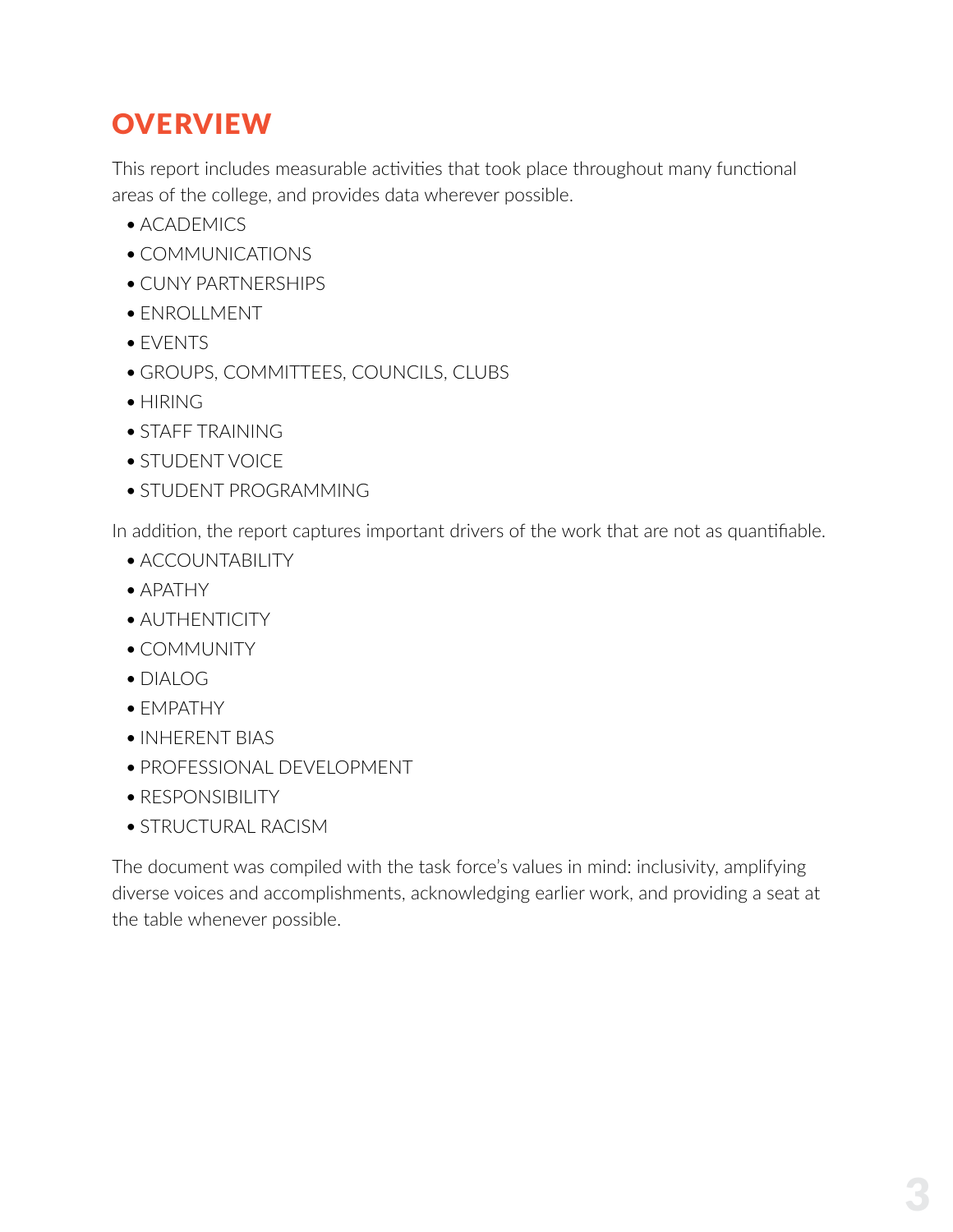# OVERVIEW

This report includes measurable activities that took place throughout many functional areas of the college, and provides data wherever possible.

- ACADEMICS
- COMMUNICATIONS
- CUNY PARTNERSHIPS
- ENROLLMENT
- EVENTS
- GROUPS, COMMITTEES, COUNCILS, CLUBS
- HIRING
- STAFF TRAINING
- STUDENT VOICE
- STUDENT PROGRAMMING

In addition, the report captures important drivers of the work that are not as quantifiable.

- ACCOUNTABILITY
- APATHY
- AUTHENTICITY
- COMMUNITY
- DIALOG
- EMPATHY
- INHERENT BIAS
- PROFESSIONAL DEVELOPMENT
- RESPONSIBILITY
- STRUCTURAL RACISM

The document was compiled with the task force's values in mind: inclusivity, amplifying diverse voices and accomplishments, acknowledging earlier work, and providing a seat at the table whenever possible.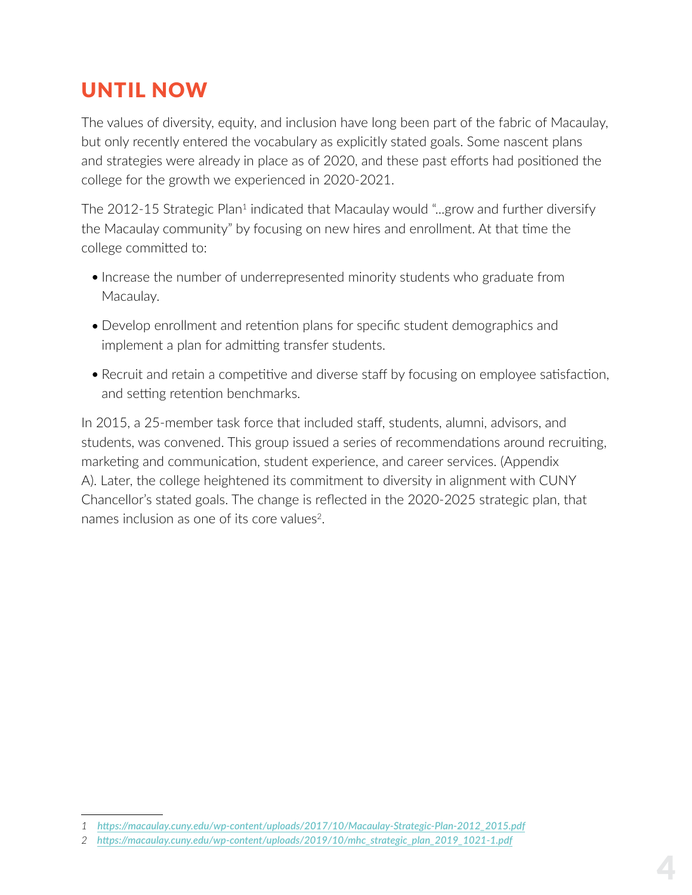# UNTIL NOW

The values of diversity, equity, and inclusion have long been part of the fabric of Macaulay, but only recently entered the vocabulary as explicitly stated goals. Some nascent plans and strategies were already in place as of 2020, and these past efforts had positioned the college for the growth we experienced in 2020-2021.

The 2012-15 Strategic Plan[1] indicated that Macaulay would "...grow and further diversify the Macaulay community" by focusing on new hires and enrollment. At that time the college committed to:

- Increase the number of underrepresented minority students who graduate from Macaulay.
- Develop enrollment and retention plans for specific student demographics and implement a plan for admitting transfer students.
- Recruit and retain a competitive and diverse staff by focusing on employee satisfaction, and setting retention benchmarks.

In 2015, a 25-member task force that included staff, students, alumni, advisors, and students, was convened. This group issued a series of recommendations around recruiting, marketing and communication, student experience, and career services. (Appendix A). Later, the college heightened its commitment to diversity in alignment with CUNY Chancellor's stated goals. The change is reflected in the 2020-2025 strategic plan, that names inclusion as one of its core values[2].

---

1 *https://macaulay.cuny.edu/wp-content/uploads/2017/10/Macaulay-Strategic-Plan-2012_2015.pdf*

2 *https://macaulay.cuny.edu/wp-content/uploads/2019/10/mhc_strategic_plan_2019_1021-1.pdf*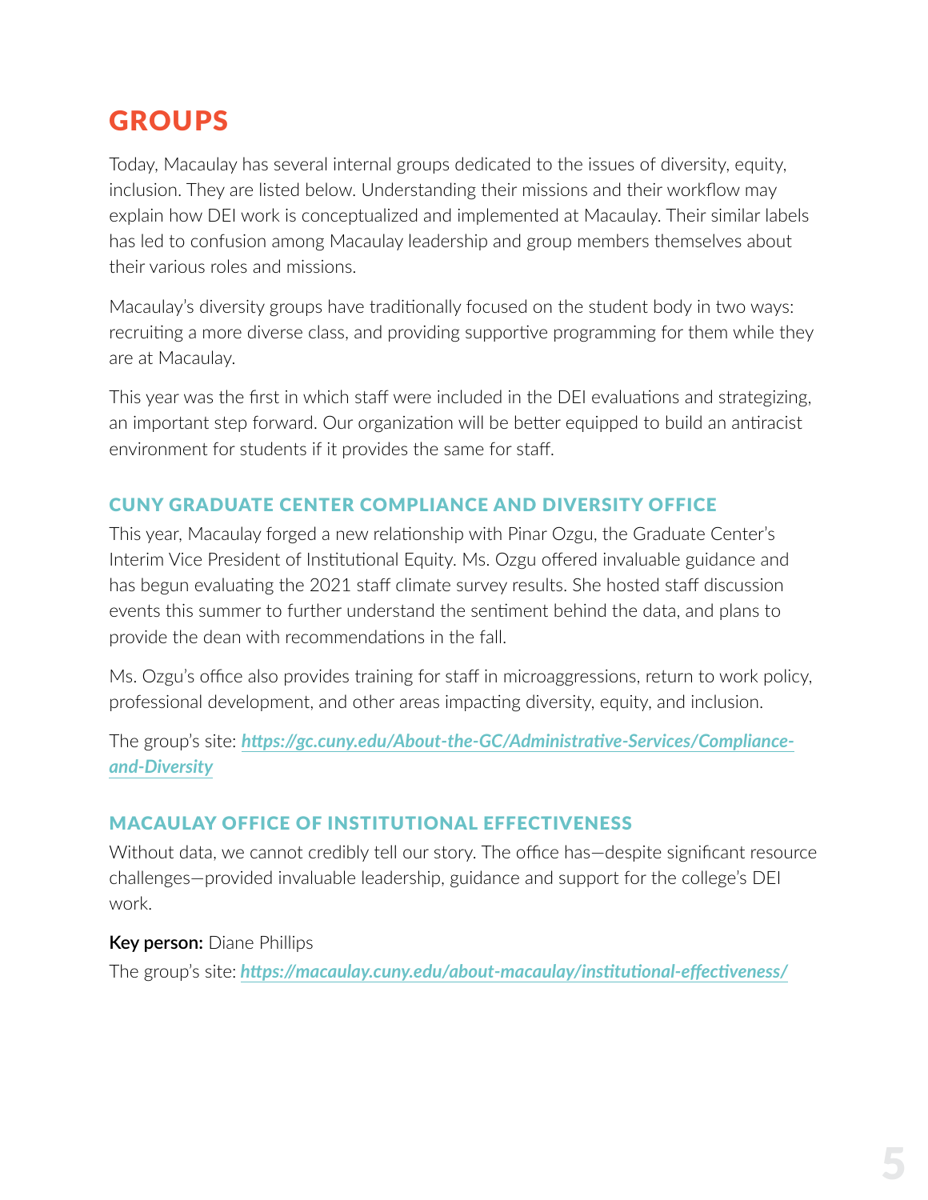# GROUPS

Today, Macaulay has several internal groups dedicated to the issues of diversity, equity, inclusion. They are listed below. Understanding their missions and their workflow may explain how DEI work is conceptualized and implemented at Macaulay. Their similar labels has led to confusion among Macaulay leadership and group members themselves about their various roles and missions.

Macaulay's diversity groups have traditionally focused on the student body in two ways: recruiting a more diverse class, and providing supportive programming for them while they are at Macaulay.

This year was the first in which staff were included in the DEI evaluations and strategizing, an important step forward. Our organization will be better equipped to build an antiracist environment for students if it provides the same for staff.

## CUNY GRADUATE CENTER COMPLIANCE AND DIVERSITY OFFICE

This year, Macaulay forged a new relationship with Pinar Ozgu, the Graduate Center's Interim Vice President of Institutional Equity. Ms. Ozgu offered invaluable guidance and has begun evaluating the 2021 staff climate survey results. She hosted staff discussion events this summer to further understand the sentiment behind the data, and plans to provide the dean with recommendations in the fall.

Ms. Ozgu's office also provides training for staff in microaggressions, return to work policy, professional development, and other areas impacting diversity, equity, and inclusion.

The group's site: ***https://gc.cuny.edu/About-the-GC/Administrative-Services/Compliance-and-Diversity***

## MACAULAY OFFICE OF INSTITUTIONAL EFFECTIVENESS

Without data, we cannot credibly tell our story. The office has—despite significant resource challenges—provided invaluable leadership, guidance and support for the college's DEI work.

**Key person:** Diane Phillips

The group's site: ***https://macaulay.cuny.edu/about-macaulay/institutional-effectiveness/***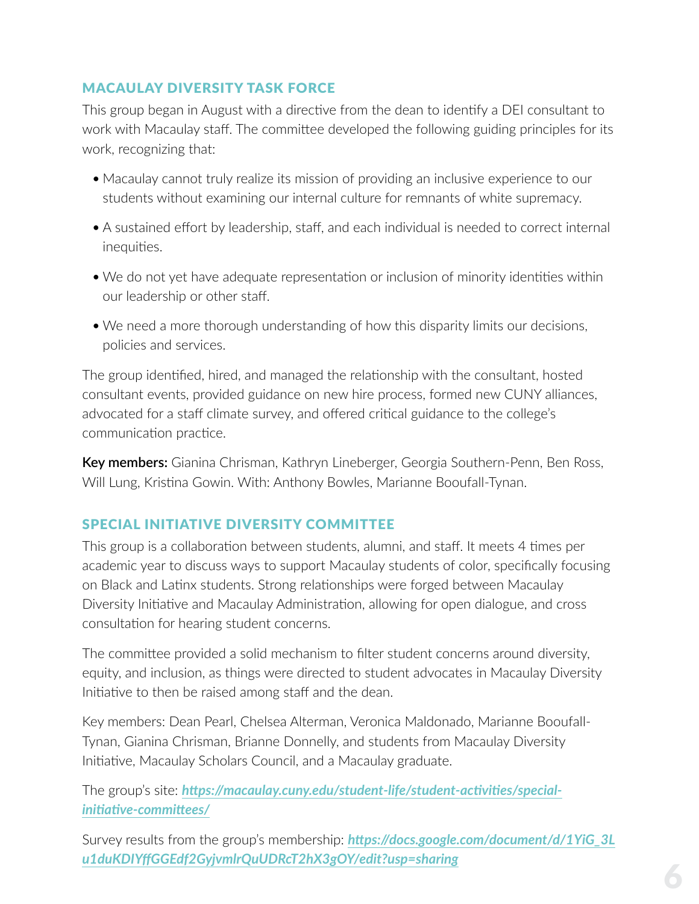## MACAULAY DIVERSITY TASK FORCE

This group began in August with a directive from the dean to identify a DEI consultant to work with Macaulay staff. The committee developed the following guiding principles for its work, recognizing that:

- Macaulay cannot truly realize its mission of providing an inclusive experience to our students without examining our internal culture for remnants of white supremacy.
- A sustained effort by leadership, staff, and each individual is needed to correct internal inequities.
- We do not yet have adequate representation or inclusion of minority identities within our leadership or other staff.
- We need a more thorough understanding of how this disparity limits our decisions, policies and services.

The group identified, hired, and managed the relationship with the consultant, hosted consultant events, provided guidance on new hire process, formed new CUNY alliances, advocated for a staff climate survey, and offered critical guidance to the college's communication practice.

**Key members:** Gianina Chrisman, Kathryn Lineberger, Georgia Southern-Penn, Ben Ross, Will Lung, Kristina Gowin. With: Anthony Bowles, Marianne Booufall-Tynan.

## SPECIAL INITIATIVE DIVERSITY COMMITTEE

This group is a collaboration between students, alumni, and staff. It meets 4 times per academic year to discuss ways to support Macaulay students of color, specifically focusing on Black and Latinx students. Strong relationships were forged between Macaulay Diversity Initiative and Macaulay Administration, allowing for open dialogue, and cross consultation for hearing student concerns.

The committee provided a solid mechanism to filter student concerns around diversity, equity, and inclusion, as things were directed to student advocates in Macaulay Diversity Initiative to then be raised among staff and the dean.

Key members: Dean Pearl, Chelsea Alterman, Veronica Maldonado, Marianne Booufall-Tynan, Gianina Chrisman, Brianne Donnelly, and students from Macaulay Diversity Initiative, Macaulay Scholars Council, and a Macaulay graduate.

The group's site: ***https://macaulay.cuny.edu/student-life/student-activities/special-initiative-committees/***

Survey results from the group's membership: ***https://docs.google.com/document/d/1YiG_3Lu1duKDIYffGGEdf2GyjvmlrQuUDRcT2hX3gOY/edit?usp=sharing***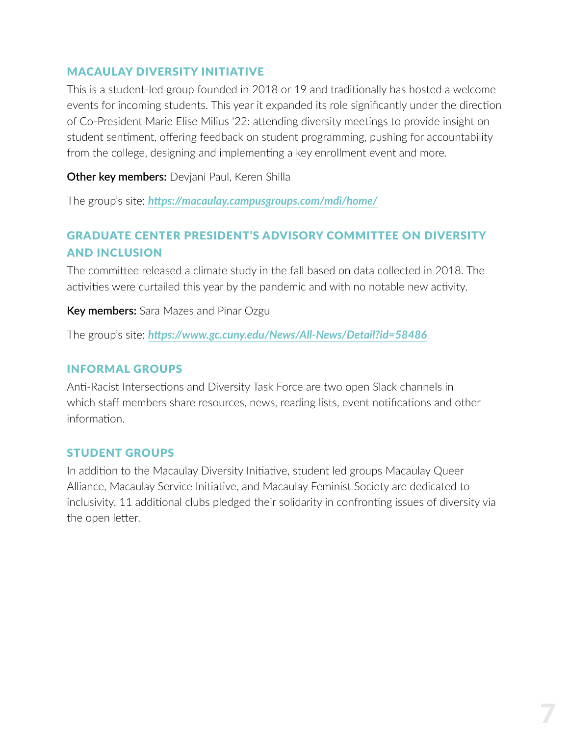### MACAULAY DIVERSITY INITIATIVE

This is a student-led group founded in 2018 or 19 and traditionally has hosted a welcome events for incoming students. This year it expanded its role significantly under the direction of Co-President Marie Elise Milius '22: attending diversity meetings to provide insight on student sentiment, offering feedback on student programming, pushing for accountability from the college, designing and implementing a key enrollment event and more.

**Other key members:** Devjani Paul, Keren Shilla

The group's site: ***https://macaulay.campusgroups.com/mdi/home/***

### GRADUATE CENTER PRESIDENT'S ADVISORY COMMITTEE ON DIVERSITY AND INCLUSION

The committee released a climate study in the fall based on data collected in 2018. The activities were curtailed this year by the pandemic and with no notable new activity.

**Key members:** Sara Mazes and Pinar Ozgu

The group's site: ***https://www.gc.cuny.edu/News/All-News/Detail?id=58486***

### INFORMAL GROUPS

Anti-Racist Intersections and Diversity Task Force are two open Slack channels in which staff members share resources, news, reading lists, event notifications and other information.

### STUDENT GROUPS

In addition to the Macaulay Diversity Initiative, student led groups Macaulay Queer Alliance, Macaulay Service Initiative, and Macaulay Feminist Society are dedicated to inclusivity. 11 additional clubs pledged their solidarity in confronting issues of diversity via the open letter.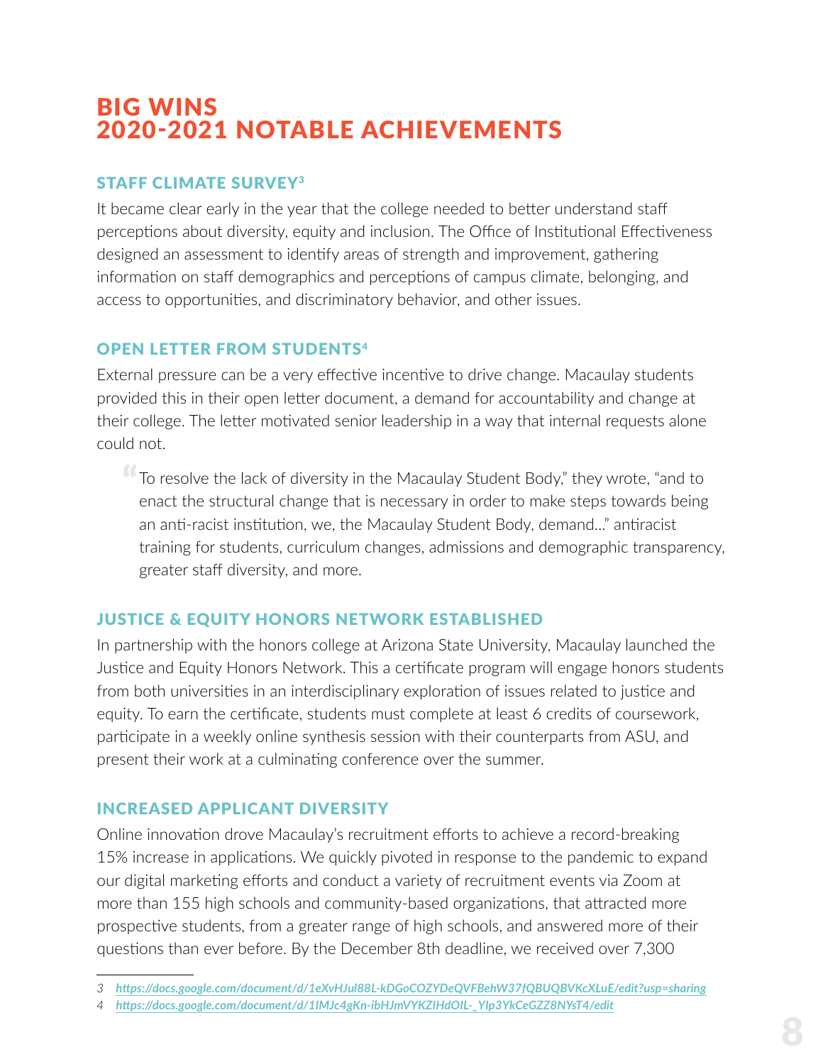# BIG WINS
# 2020-2021 NOTABLE ACHIEVEMENTS

### STAFF CLIMATE SURVEY[3]

It became clear early in the year that the college needed to better understand staff perceptions about diversity, equity and inclusion. The Office of Institutional Effectiveness designed an assessment to identify areas of strength and improvement, gathering information on staff demographics and perceptions of campus climate, belonging, and access to opportunities, and discriminatory behavior, and other issues.

### OPEN LETTER FROM STUDENTS[4]

External pressure can be a very effective incentive to drive change. Macaulay students provided this in their open letter document, a demand for accountability and change at their college. The letter motivated senior leadership in a way that internal requests alone could not.

> "To resolve the lack of diversity in the Macaulay Student Body," they wrote, "and to enact the structural change that is necessary in order to make steps towards being an anti-racist institution, we, the Macaulay Student Body, demand..." antiracist training for students, curriculum changes, admissions and demographic transparency, greater staff diversity, and more.

### JUSTICE & EQUITY HONORS NETWORK ESTABLISHED

In partnership with the honors college at Arizona State University, Macaulay launched the Justice and Equity Honors Network. This a certificate program will engage honors students from both universities in an interdisciplinary exploration of issues related to justice and equity. To earn the certificate, students must complete at least 6 credits of coursework, participate in a weekly online synthesis session with their counterparts from ASU, and present their work at a culminating conference over the summer.

### INCREASED APPLICANT DIVERSITY

Online innovation drove Macaulay's recruitment efforts to achieve a record-breaking 15% increase in applications. We quickly pivoted in response to the pandemic to expand our digital marketing efforts and conduct a variety of recruitment events via Zoom at more than 155 high schools and community-based organizations, that attracted more prospective students, from a greater range of high schools, and answered more of their questions than ever before. By the December 8th deadline, we received over 7,300

---

3 *https://docs.google.com/document/d/1eXvHJul88L-kDGoCOZYDeQVFBehW37fQBUQBVKcXLuE/edit?usp=sharing*

4 *https://docs.google.com/document/d/1IMJc4gKn-ibHJmVYKZIHdOIL-_YIp3YkCeGZZ8NYsT4/edit*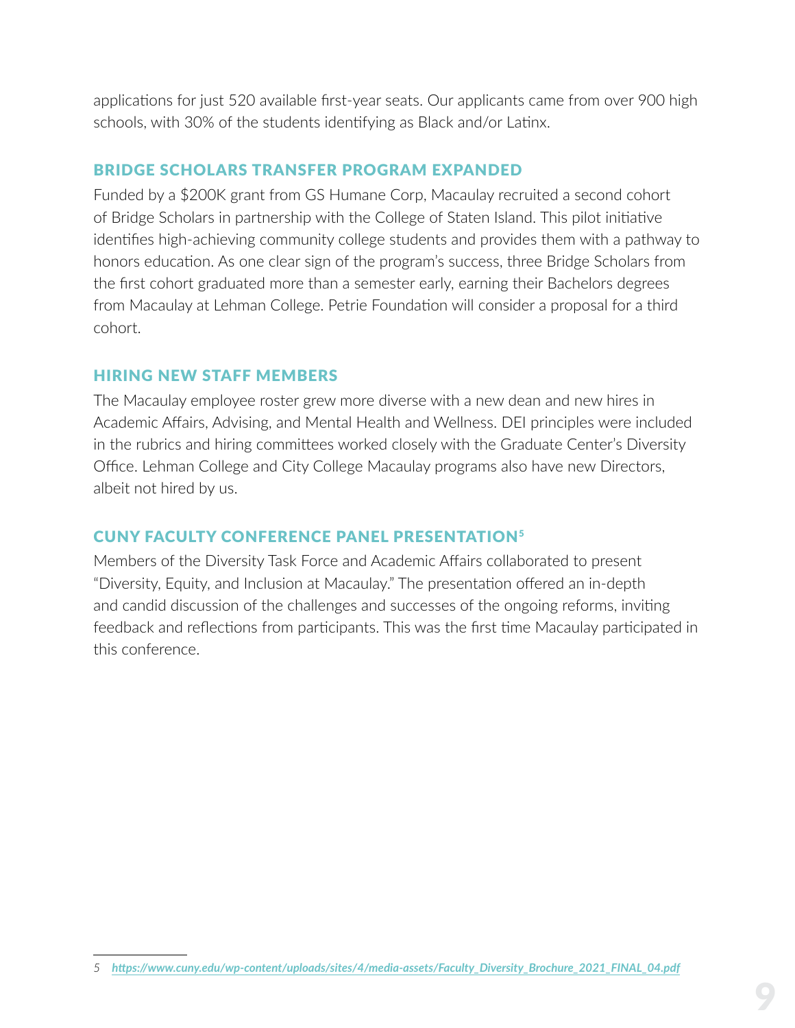applications for just 520 available first-year seats. Our applicants came from over 900 high schools, with 30% of the students identifying as Black and/or Latinx.

## BRIDGE SCHOLARS TRANSFER PROGRAM EXPANDED

Funded by a $200K grant from GS Humane Corp, Macaulay recruited a second cohort of Bridge Scholars in partnership with the College of Staten Island. This pilot initiative identifies high-achieving community college students and provides them with a pathway to honors education. As one clear sign of the program's success, three Bridge Scholars from the first cohort graduated more than a semester early, earning their Bachelors degrees from Macaulay at Lehman College. Petrie Foundation will consider a proposal for a third cohort.

## HIRING NEW STAFF MEMBERS

The Macaulay employee roster grew more diverse with a new dean and new hires in Academic Affairs, Advising, and Mental Health and Wellness. DEI principles were included in the rubrics and hiring committees worked closely with the Graduate Center's Diversity Office. Lehman College and City College Macaulay programs also have new Directors, albeit not hired by us.

## CUNY FACULTY CONFERENCE PANEL PRESENTATION[5]

Members of the Diversity Task Force and Academic Affairs collaborated to present "Diversity, Equity, and Inclusion at Macaulay." The presentation offered an in-depth and candid discussion of the challenges and successes of the ongoing reforms, inviting feedback and reflections from participants. This was the first time Macaulay participated in this conference.

---

5 *https://www.cuny.edu/wp-content/uploads/sites/4/media-assets/Faculty_Diversity_Brochure_2021_FINAL_04.pdf*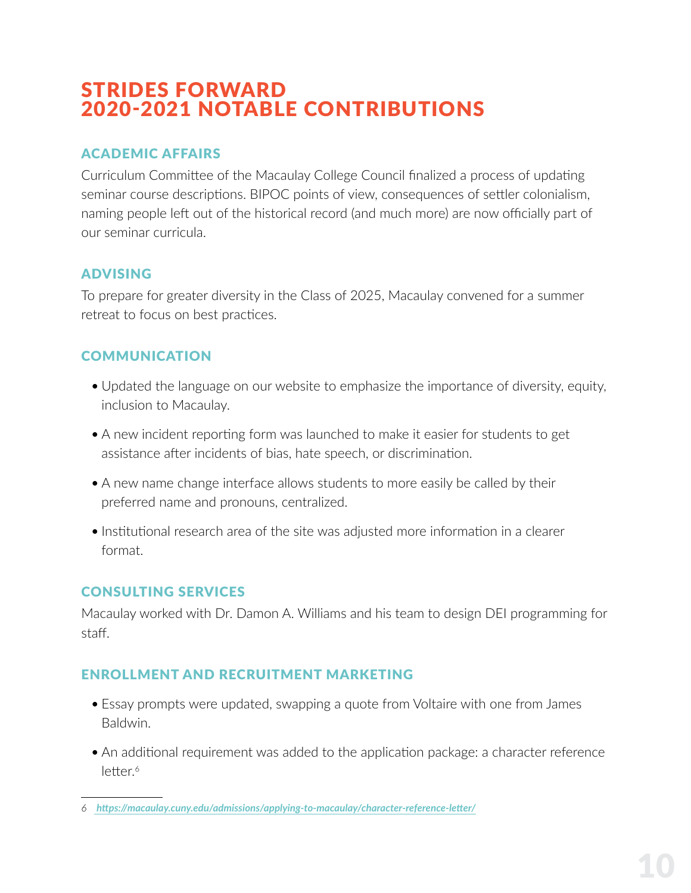# STRIDES FORWARD
# 2020-2021 NOTABLE CONTRIBUTIONS

## ACADEMIC AFFAIRS

Curriculum Committee of the Macaulay College Council finalized a process of updating seminar course descriptions. BIPOC points of view, consequences of settler colonialism, naming people left out of the historical record (and much more) are now officially part of our seminar curricula.

## ADVISING

To prepare for greater diversity in the Class of 2025, Macaulay convened for a summer retreat to focus on best practices.

## COMMUNICATION

- Updated the language on our website to emphasize the importance of diversity, equity, inclusion to Macaulay.
- A new incident reporting form was launched to make it easier for students to get assistance after incidents of bias, hate speech, or discrimination.
- A new name change interface allows students to more easily be called by their preferred name and pronouns, centralized.
- Institutional research area of the site was adjusted more information in a clearer format.

## CONSULTING SERVICES

Macaulay worked with Dr. Damon A. Williams and his team to design DEI programming for staff.

## ENROLLMENT AND RECRUITMENT MARKETING

- Essay prompts were updated, swapping a quote from Voltaire with one from James Baldwin.
- An additional requirement was added to the application package: a character reference letter.[6]

---

6 *https://macaulay.cuny.edu/admissions/applying-to-macaulay/character-reference-letter/*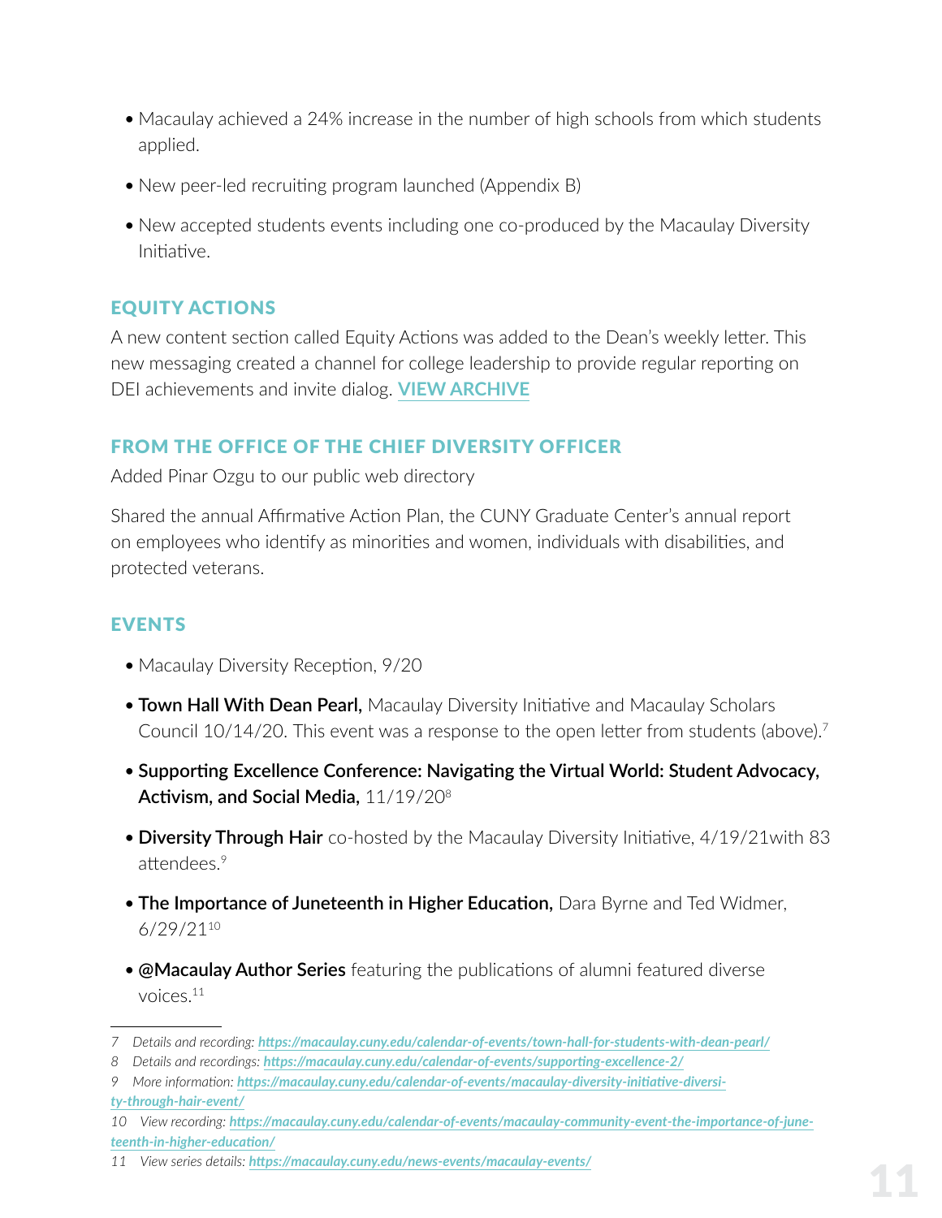- Macaulay achieved a 24% increase in the number of high schools from which students applied.
- New peer-led recruiting program launched (Appendix B)
- New accepted students events including one co-produced by the Macaulay Diversity Initiative.

## EQUITY ACTIONS

A new content section called Equity Actions was added to the Dean's weekly letter. This new messaging created a channel for college leadership to provide regular reporting on DEI achievements and invite dialog. **VIEW ARCHIVE**

## FROM THE OFFICE OF THE CHIEF DIVERSITY OFFICER

Added Pinar Ozgu to our public web directory

Shared the annual Affirmative Action Plan, the CUNY Graduate Center's annual report on employees who identify as minorities and women, individuals with disabilities, and protected veterans.

## EVENTS

- Macaulay Diversity Reception, 9/20
- **Town Hall With Dean Pearl,** Macaulay Diversity Initiative and Macaulay Scholars Council 10/14/20. This event was a response to the open letter from students (above).[7]
- **Supporting Excellence Conference: Navigating the Virtual World: Student Advocacy, Activism, and Social Media,** 11/19/20[8]
- **Diversity Through Hair** co-hosted by the Macaulay Diversity Initiative, 4/19/21with 83 attendees.[9]
- **The Importance of Juneteenth in Higher Education,** Dara Byrne and Ted Widmer, 6/29/21[10]
- **@Macaulay Author Series** featuring the publications of alumni featured diverse voices.[11]

---

7 *Details and recording:* ***https://macaulay.cuny.edu/calendar-of-events/town-hall-for-students-with-dean-pearl/***

8 *Details and recordings:* ***https://macaulay.cuny.edu/calendar-of-events/supporting-excellence-2/***

9 *More information:* ***https://macaulay.cuny.edu/calendar-of-events/macaulay-diversity-initiative-diversity-through-hair-event/***

10 *View recording:* ***https://macaulay.cuny.edu/calendar-of-events/macaulay-community-event-the-importance-of-juneteenth-in-higher-education/***

11 *View series details:* ***https://macaulay.cuny.edu/news-events/macaulay-events/***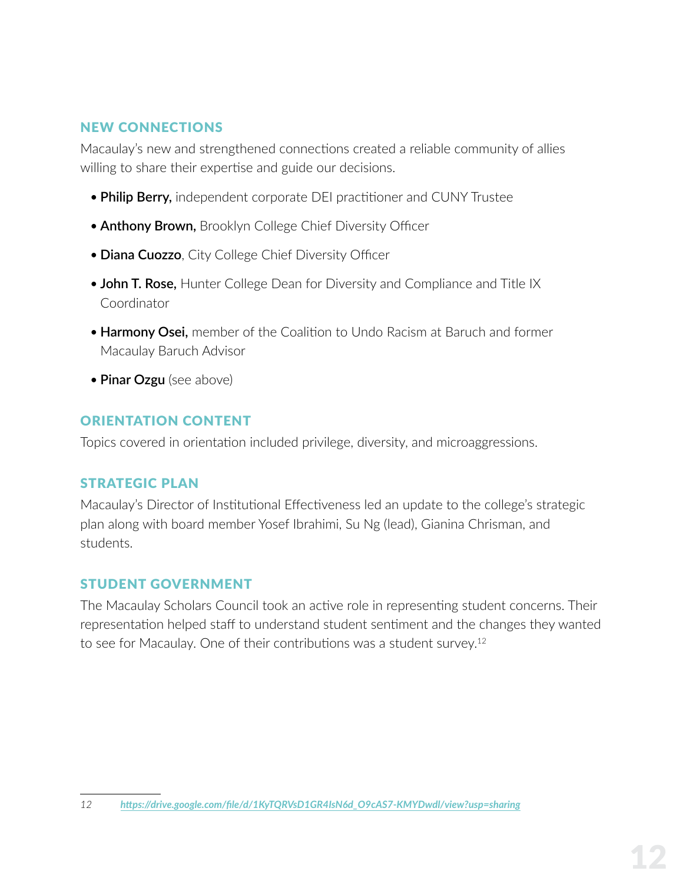### NEW CONNECTIONS

Macaulay's new and strengthened connections created a reliable community of allies willing to share their expertise and guide our decisions.

- **Philip Berry,** independent corporate DEI practitioner and CUNY Trustee
- **Anthony Brown,** Brooklyn College Chief Diversity Officer
- **Diana Cuozzo**, City College Chief Diversity Officer
- **John T. Rose,** Hunter College Dean for Diversity and Compliance and Title IX Coordinator
- **Harmony Osei,** member of the Coalition to Undo Racism at Baruch and former Macaulay Baruch Advisor
- **Pinar Ozgu** (see above)

### ORIENTATION CONTENT

Topics covered in orientation included privilege, diversity, and microaggressions.

### STRATEGIC PLAN

Macaulay's Director of Institutional Effectiveness led an update to the college's strategic plan along with board member Yosef Ibrahimi, Su Ng (lead), Gianina Chrisman, and students.

### STUDENT GOVERNMENT

The Macaulay Scholars Council took an active role in representing student concerns. Their representation helped staff to understand student sentiment and the changes they wanted to see for Macaulay. One of their contributions was a student survey.[12]

---

*12* *https://drive.google.com/file/d/1KyTQRVsD1GR4IsN6d_O9cAS7-KMYDwdl/view?usp=sharing*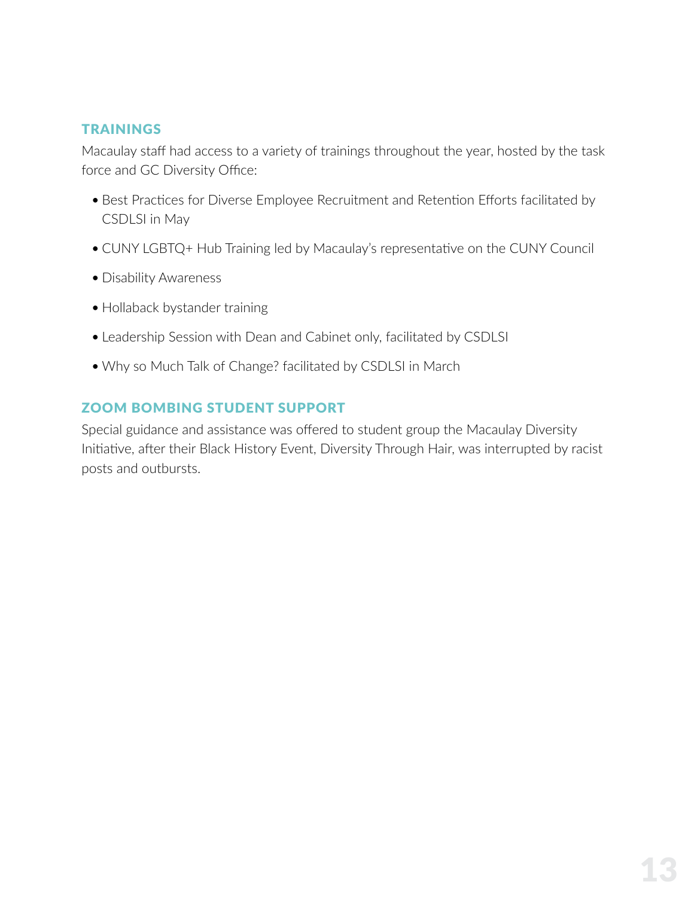## TRAININGS

Macaulay staff had access to a variety of trainings throughout the year, hosted by the task force and GC Diversity Office:

- Best Practices for Diverse Employee Recruitment and Retention Efforts facilitated by CSDLSI in May
- CUNY LGBTQ+ Hub Training led by Macaulay's representative on the CUNY Council
- Disability Awareness
- Hollaback bystander training
- Leadership Session with Dean and Cabinet only, facilitated by CSDLSI
- Why so Much Talk of Change? facilitated by CSDLSI in March

## ZOOM BOMBING STUDENT SUPPORT

Special guidance and assistance was offered to student group the Macaulay Diversity Initiative, after their Black History Event, Diversity Through Hair, was interrupted by racist posts and outbursts.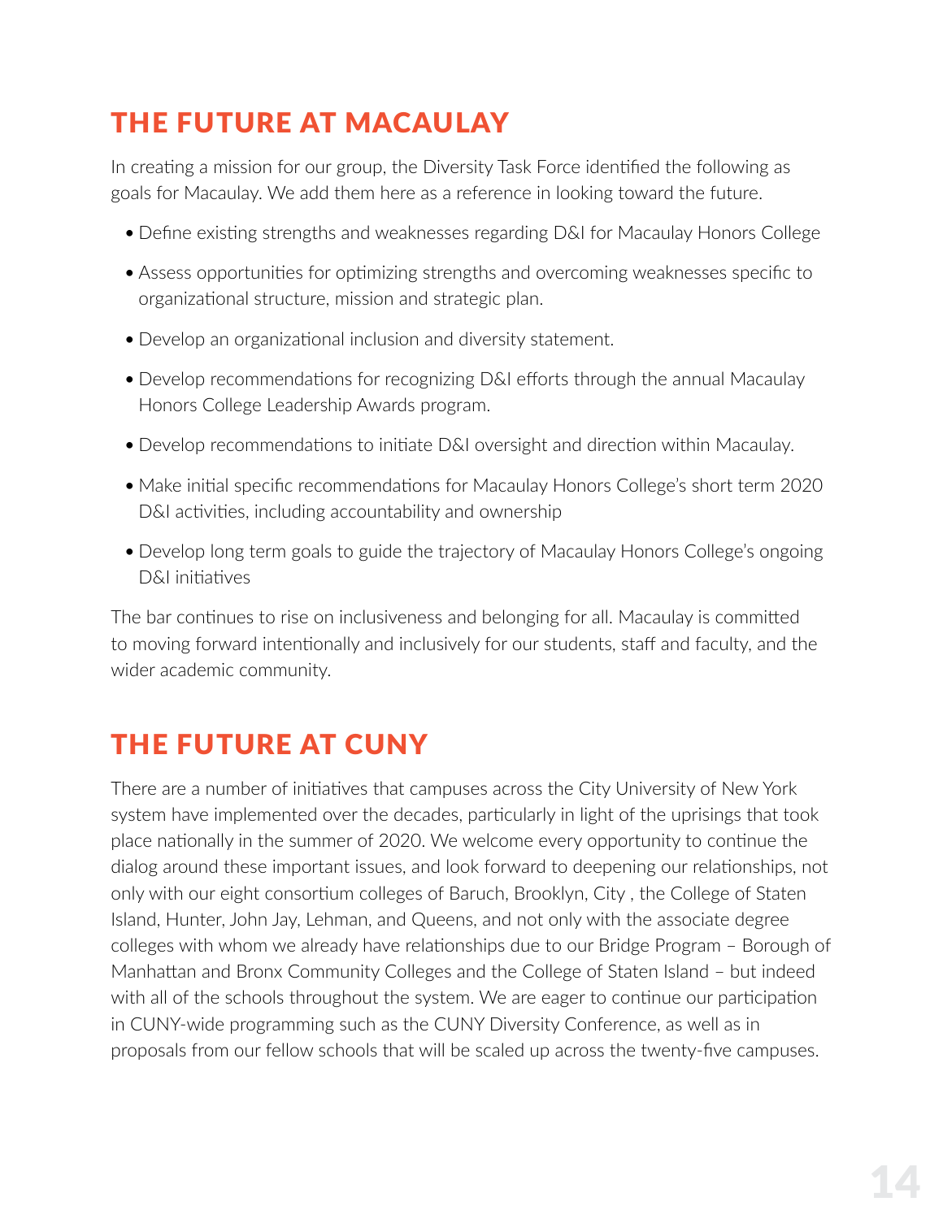## THE FUTURE AT MACAULAY

In creating a mission for our group, the Diversity Task Force identified the following as goals for Macaulay. We add them here as a reference in looking toward the future.

- Define existing strengths and weaknesses regarding D&I for Macaulay Honors College
- Assess opportunities for optimizing strengths and overcoming weaknesses specific to organizational structure, mission and strategic plan.
- Develop an organizational inclusion and diversity statement.
- Develop recommendations for recognizing D&I efforts through the annual Macaulay Honors College Leadership Awards program.
- Develop recommendations to initiate D&I oversight and direction within Macaulay.
- Make initial specific recommendations for Macaulay Honors College's short term 2020 D&I activities, including accountability and ownership
- Develop long term goals to guide the trajectory of Macaulay Honors College's ongoing D&I initiatives

The bar continues to rise on inclusiveness and belonging for all. Macaulay is committed to moving forward intentionally and inclusively for our students, staff and faculty, and the wider academic community.

## THE FUTURE AT CUNY

There are a number of initiatives that campuses across the City University of New York system have implemented over the decades, particularly in light of the uprisings that took place nationally in the summer of 2020. We welcome every opportunity to continue the dialog around these important issues, and look forward to deepening our relationships, not only with our eight consortium colleges of Baruch, Brooklyn, City , the College of Staten Island, Hunter, John Jay, Lehman, and Queens, and not only with the associate degree colleges with whom we already have relationships due to our Bridge Program – Borough of Manhattan and Bronx Community Colleges and the College of Staten Island – but indeed with all of the schools throughout the system. We are eager to continue our participation in CUNY-wide programming such as the CUNY Diversity Conference, as well as in proposals from our fellow schools that will be scaled up across the twenty-five campuses.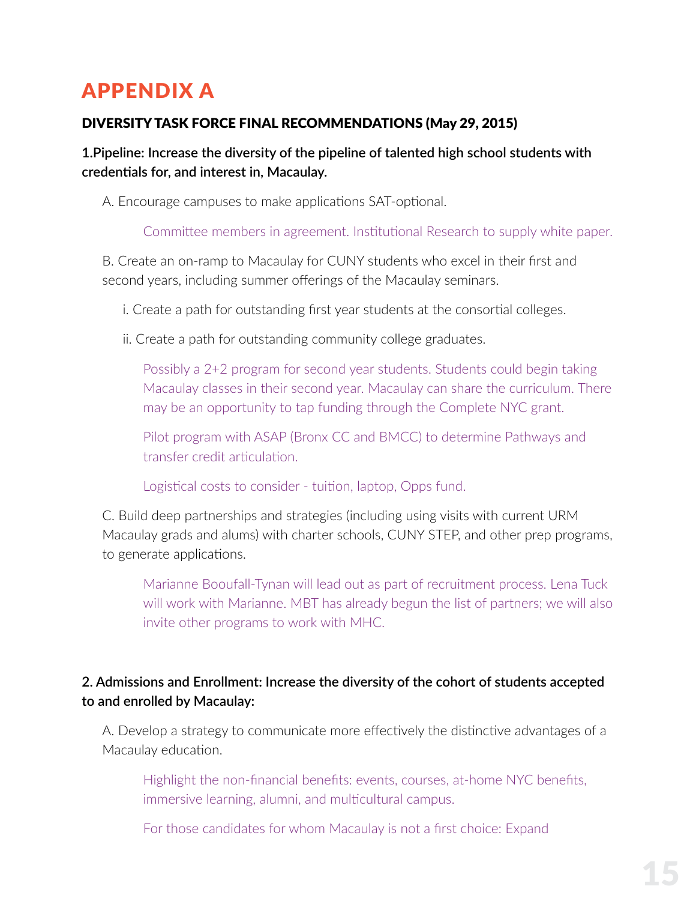# APPENDIX A

## DIVERSITY TASK FORCE FINAL RECOMMENDATIONS (May 29, 2015)

**1.Pipeline: Increase the diversity of the pipeline of talented high school students with credentials for, and interest in, Macaulay.**

A. Encourage campuses to make applications SAT-optional.

> Committee members in agreement. Institutional Research to supply white paper.

B. Create an on-ramp to Macaulay for CUNY students who excel in their first and second years, including summer offerings of the Macaulay seminars.

i. Create a path for outstanding first year students at the consortial colleges.

ii. Create a path for outstanding community college graduates.

> Possibly a 2+2 program for second year students. Students could begin taking Macaulay classes in their second year. Macaulay can share the curriculum. There may be an opportunity to tap funding through the Complete NYC grant.
>
> Pilot program with ASAP (Bronx CC and BMCC) to determine Pathways and transfer credit articulation.
>
> Logistical costs to consider - tuition, laptop, Opps fund.

C. Build deep partnerships and strategies (including using visits with current URM Macaulay grads and alums) with charter schools, CUNY STEP, and other prep programs, to generate applications.

> Marianne Booufall-Tynan will lead out as part of recruitment process. Lena Tuck will work with Marianne. MBT has already begun the list of partners; we will also invite other programs to work with MHC.

**2. Admissions and Enrollment: Increase the diversity of the cohort of students accepted to and enrolled by Macaulay:**

A. Develop a strategy to communicate more effectively the distinctive advantages of a Macaulay education.

> Highlight the non-financial benefits: events, courses, at-home NYC benefits, immersive learning, alumni, and multicultural campus.
>
> For those candidates for whom Macaulay is not a first choice: Expand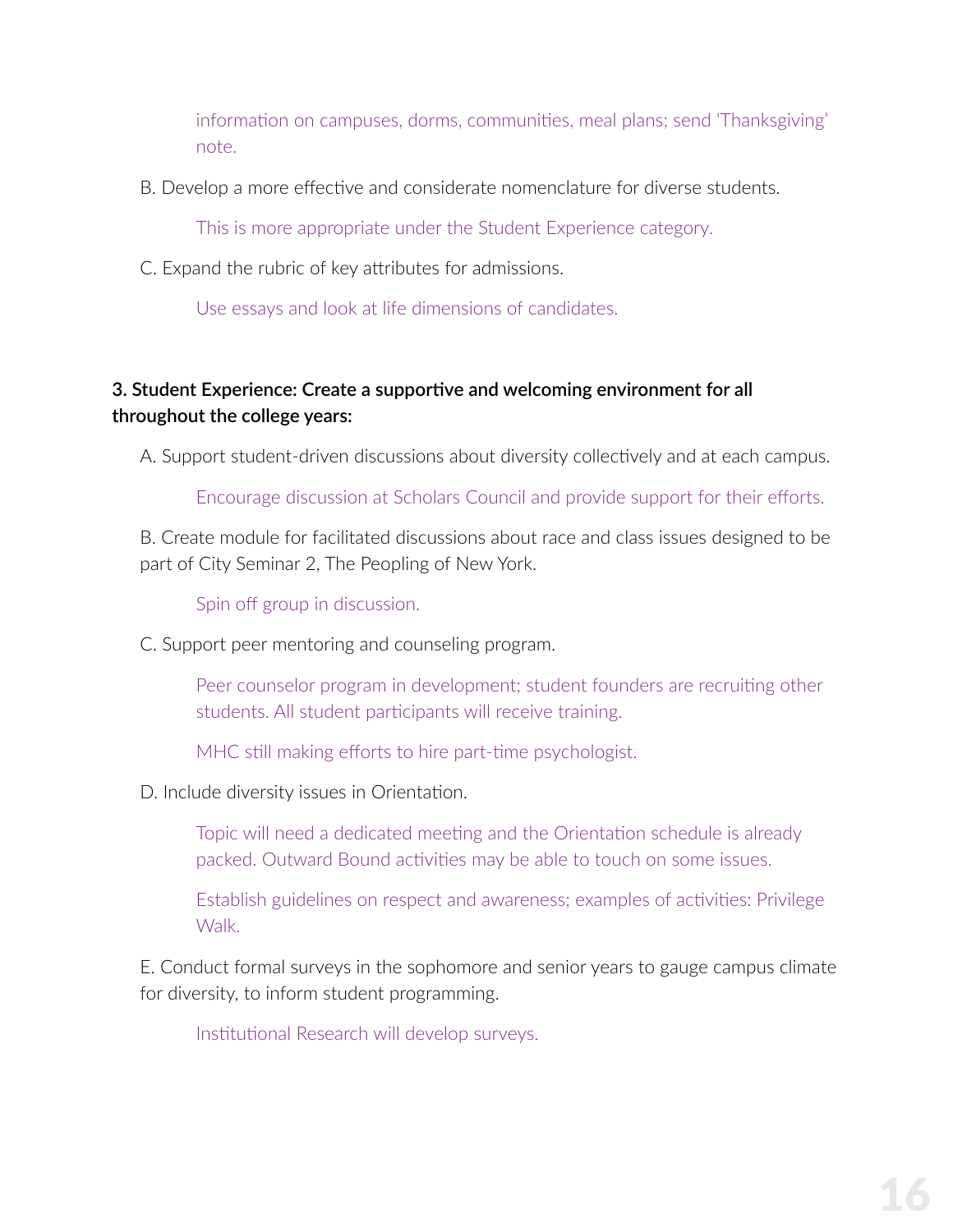information on campuses, dorms, communities, meal plans; send 'Thanksgiving' note.

B. Develop a more effective and considerate nomenclature for diverse students.

This is more appropriate under the Student Experience category.

C. Expand the rubric of key attributes for admissions.

Use essays and look at life dimensions of candidates.

**3. Student Experience: Create a supportive and welcoming environment for all throughout the college years:**

A. Support student-driven discussions about diversity collectively and at each campus.

Encourage discussion at Scholars Council and provide support for their efforts.

B. Create module for facilitated discussions about race and class issues designed to be part of City Seminar 2, The Peopling of New York.

Spin off group in discussion.

C. Support peer mentoring and counseling program.

Peer counselor program in development; student founders are recruiting other students. All student participants will receive training.

MHC still making efforts to hire part-time psychologist.

D. Include diversity issues in Orientation.

Topic will need a dedicated meeting and the Orientation schedule is already packed. Outward Bound activities may be able to touch on some issues.

Establish guidelines on respect and awareness; examples of activities: Privilege Walk.

E. Conduct formal surveys in the sophomore and senior years to gauge campus climate for diversity, to inform student programming.

Institutional Research will develop surveys.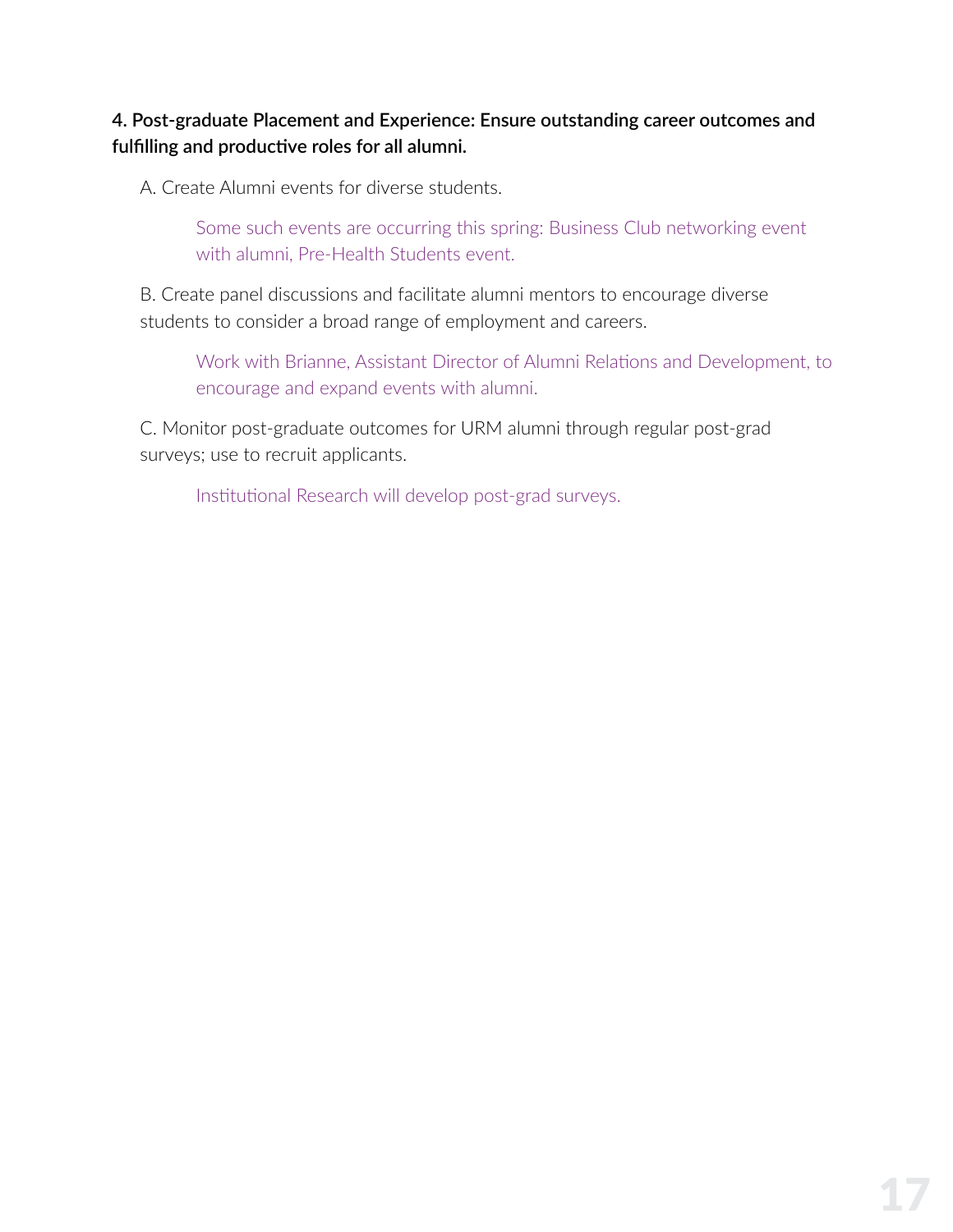**4. Post-graduate Placement and Experience: Ensure outstanding career outcomes and fulfilling and productive roles for all alumni.**

A. Create Alumni events for diverse students.

> Some such events are occurring this spring: Business Club networking event with alumni, Pre-Health Students event.

B. Create panel discussions and facilitate alumni mentors to encourage diverse students to consider a broad range of employment and careers.

> Work with Brianne, Assistant Director of Alumni Relations and Development, to encourage and expand events with alumni.

C. Monitor post-graduate outcomes for URM alumni through regular post-grad surveys; use to recruit applicants.

> Institutional Research will develop post-grad surveys.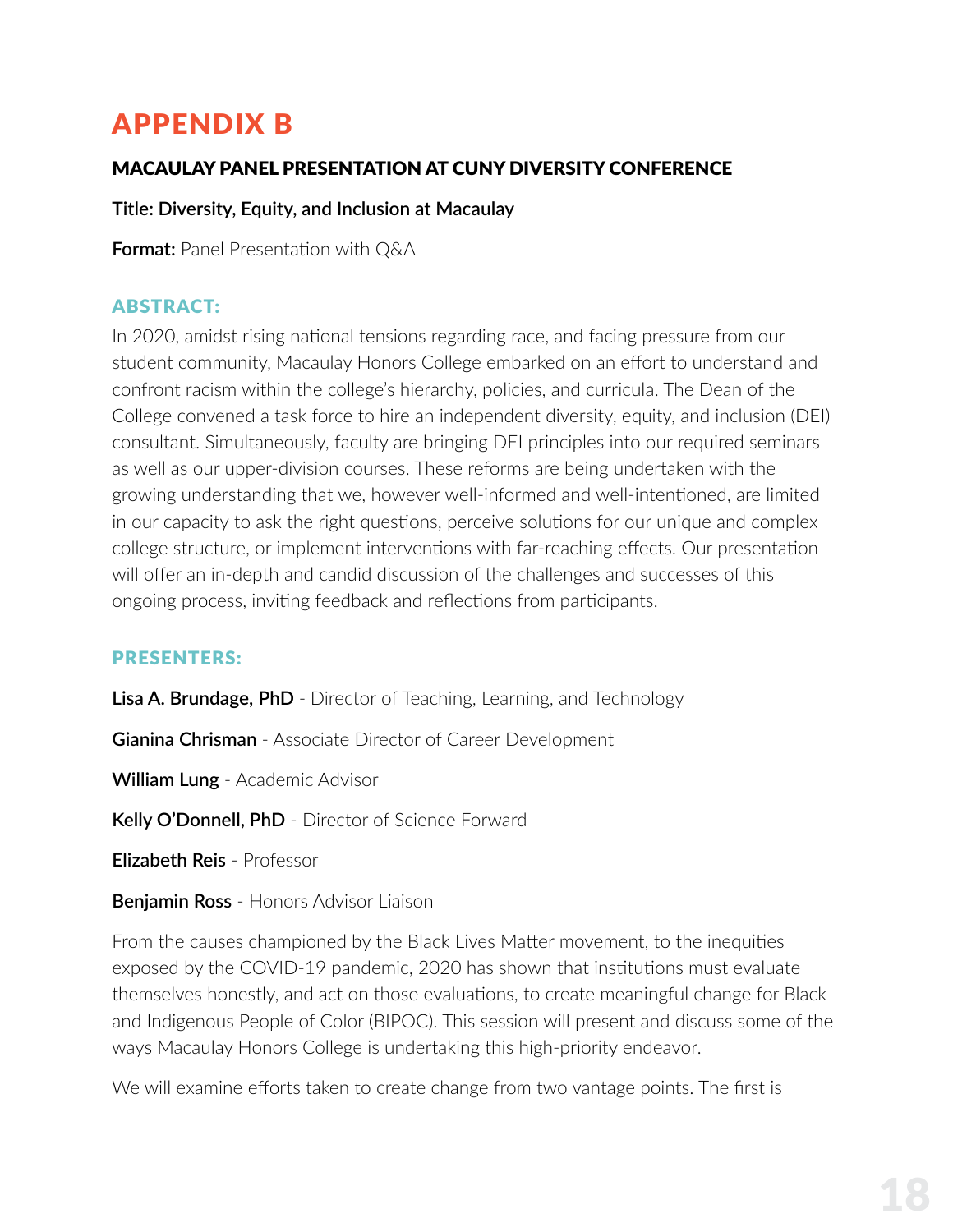# APPENDIX B

### MACAULAY PANEL PRESENTATION AT CUNY DIVERSITY CONFERENCE

**Title: Diversity, Equity, and Inclusion at Macaulay**

**Format:** Panel Presentation with Q&A

#### ABSTRACT:

In 2020, amidst rising national tensions regarding race, and facing pressure from our student community, Macaulay Honors College embarked on an effort to understand and confront racism within the college's hierarchy, policies, and curricula. The Dean of the College convened a task force to hire an independent diversity, equity, and inclusion (DEI) consultant. Simultaneously, faculty are bringing DEI principles into our required seminars as well as our upper-division courses. These reforms are being undertaken with the growing understanding that we, however well-informed and well-intentioned, are limited in our capacity to ask the right questions, perceive solutions for our unique and complex college structure, or implement interventions with far-reaching effects. Our presentation will offer an in-depth and candid discussion of the challenges and successes of this ongoing process, inviting feedback and reflections from participants.

#### PRESENTERS:

**Lisa A. Brundage, PhD** - Director of Teaching, Learning, and Technology

**Gianina Chrisman** - Associate Director of Career Development

**William Lung** - Academic Advisor

**Kelly O'Donnell, PhD** - Director of Science Forward

**Elizabeth Reis** - Professor

**Benjamin Ross** - Honors Advisor Liaison

From the causes championed by the Black Lives Matter movement, to the inequities exposed by the COVID-19 pandemic, 2020 has shown that institutions must evaluate themselves honestly, and act on those evaluations, to create meaningful change for Black and Indigenous People of Color (BIPOC). This session will present and discuss some of the ways Macaulay Honors College is undertaking this high-priority endeavor.

We will examine efforts taken to create change from two vantage points. The first is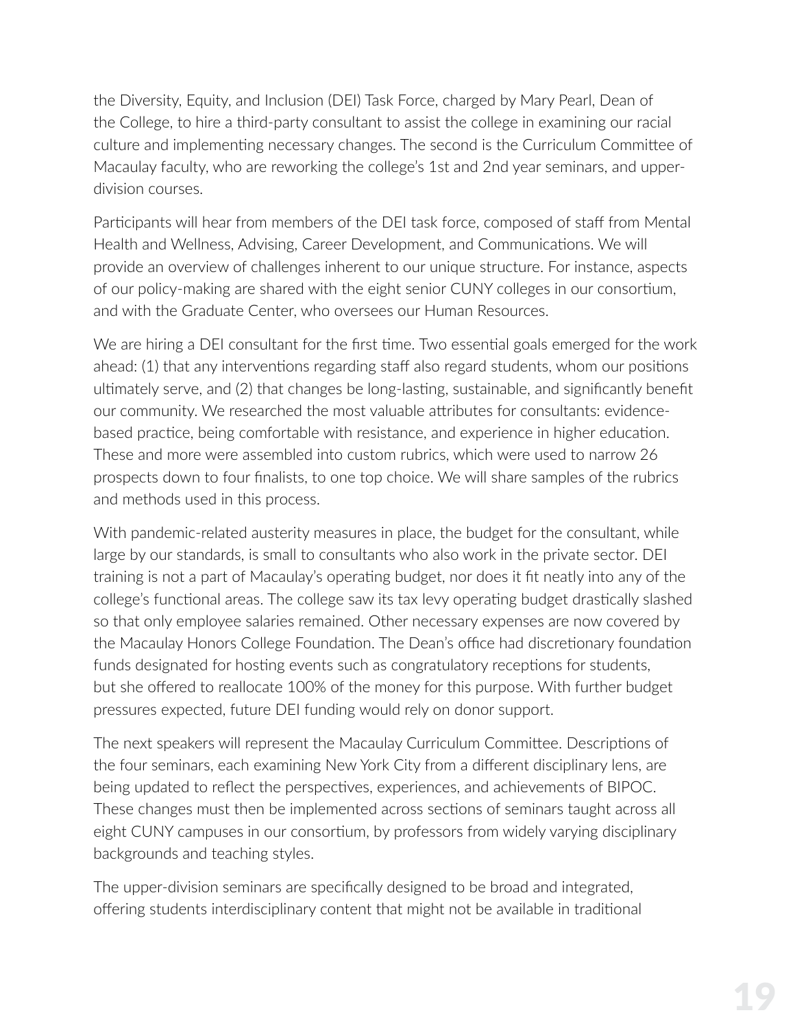the Diversity, Equity, and Inclusion (DEI) Task Force, charged by Mary Pearl, Dean of the College, to hire a third-party consultant to assist the college in examining our racial culture and implementing necessary changes. The second is the Curriculum Committee of Macaulay faculty, who are reworking the college's 1st and 2nd year seminars, and upper-division courses.

Participants will hear from members of the DEI task force, composed of staff from Mental Health and Wellness, Advising, Career Development, and Communications. We will provide an overview of challenges inherent to our unique structure. For instance, aspects of our policy-making are shared with the eight senior CUNY colleges in our consortium, and with the Graduate Center, who oversees our Human Resources.

We are hiring a DEI consultant for the first time. Two essential goals emerged for the work ahead: (1) that any interventions regarding staff also regard students, whom our positions ultimately serve, and (2) that changes be long-lasting, sustainable, and significantly benefit our community. We researched the most valuable attributes for consultants: evidence-based practice, being comfortable with resistance, and experience in higher education. These and more were assembled into custom rubrics, which were used to narrow 26 prospects down to four finalists, to one top choice. We will share samples of the rubrics and methods used in this process.

With pandemic-related austerity measures in place, the budget for the consultant, while large by our standards, is small to consultants who also work in the private sector. DEI training is not a part of Macaulay's operating budget, nor does it fit neatly into any of the college's functional areas. The college saw its tax levy operating budget drastically slashed so that only employee salaries remained. Other necessary expenses are now covered by the Macaulay Honors College Foundation. The Dean's office had discretionary foundation funds designated for hosting events such as congratulatory receptions for students, but she offered to reallocate 100% of the money for this purpose. With further budget pressures expected, future DEI funding would rely on donor support.

The next speakers will represent the Macaulay Curriculum Committee. Descriptions of the four seminars, each examining New York City from a different disciplinary lens, are being updated to reflect the perspectives, experiences, and achievements of BIPOC. These changes must then be implemented across sections of seminars taught across all eight CUNY campuses in our consortium, by professors from widely varying disciplinary backgrounds and teaching styles.

The upper-division seminars are specifically designed to be broad and integrated, offering students interdisciplinary content that might not be available in traditional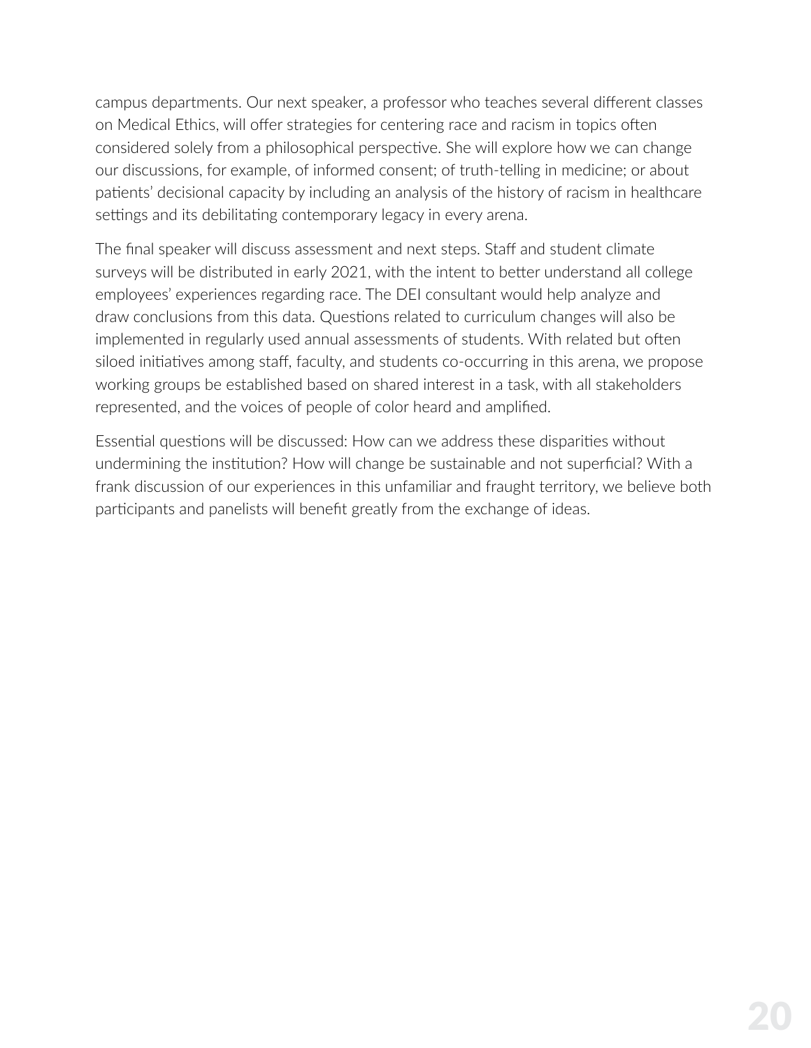campus departments. Our next speaker, a professor who teaches several different classes on Medical Ethics, will offer strategies for centering race and racism in topics often considered solely from a philosophical perspective. She will explore how we can change our discussions, for example, of informed consent; of truth-telling in medicine; or about patients' decisional capacity by including an analysis of the history of racism in healthcare settings and its debilitating contemporary legacy in every arena.

The final speaker will discuss assessment and next steps. Staff and student climate surveys will be distributed in early 2021, with the intent to better understand all college employees' experiences regarding race. The DEI consultant would help analyze and draw conclusions from this data. Questions related to curriculum changes will also be implemented in regularly used annual assessments of students. With related but often siloed initiatives among staff, faculty, and students co-occurring in this arena, we propose working groups be established based on shared interest in a task, with all stakeholders represented, and the voices of people of color heard and amplified.

Essential questions will be discussed: How can we address these disparities without undermining the institution? How will change be sustainable and not superficial? With a frank discussion of our experiences in this unfamiliar and fraught territory, we believe both participants and panelists will benefit greatly from the exchange of ideas.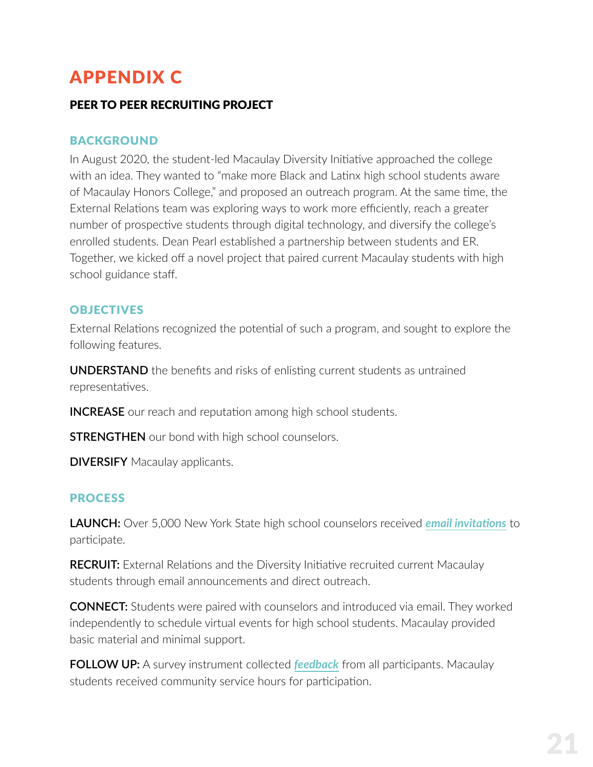# APPENDIX C

## PEER TO PEER RECRUITING PROJECT

### BACKGROUND

In August 2020, the student-led Macaulay Diversity Initiative approached the college with an idea. They wanted to "make more Black and Latinx high school students aware of Macaulay Honors College," and proposed an outreach program. At the same time, the External Relations team was exploring ways to work more efficiently, reach a greater number of prospective students through digital technology, and diversify the college's enrolled students. Dean Pearl established a partnership between students and ER. Together, we kicked off a novel project that paired current Macaulay students with high school guidance staff.

### OBJECTIVES

External Relations recognized the potential of such a program, and sought to explore the following features.

**UNDERSTAND** the benefits and risks of enlisting current students as untrained representatives.

**INCREASE** our reach and reputation among high school students.

**STRENGTHEN** our bond with high school counselors.

**DIVERSIFY** Macaulay applicants.

### PROCESS

**LAUNCH:** Over 5,000 New York State high school counselors received ***email invitations*** to participate.

**RECRUIT:** External Relations and the Diversity Initiative recruited current Macaulay students through email announcements and direct outreach.

**CONNECT:** Students were paired with counselors and introduced via email. They worked independently to schedule virtual events for high school students. Macaulay provided basic material and minimal support.

**FOLLOW UP:** A survey instrument collected ***feedback*** from all participants. Macaulay students received community service hours for participation.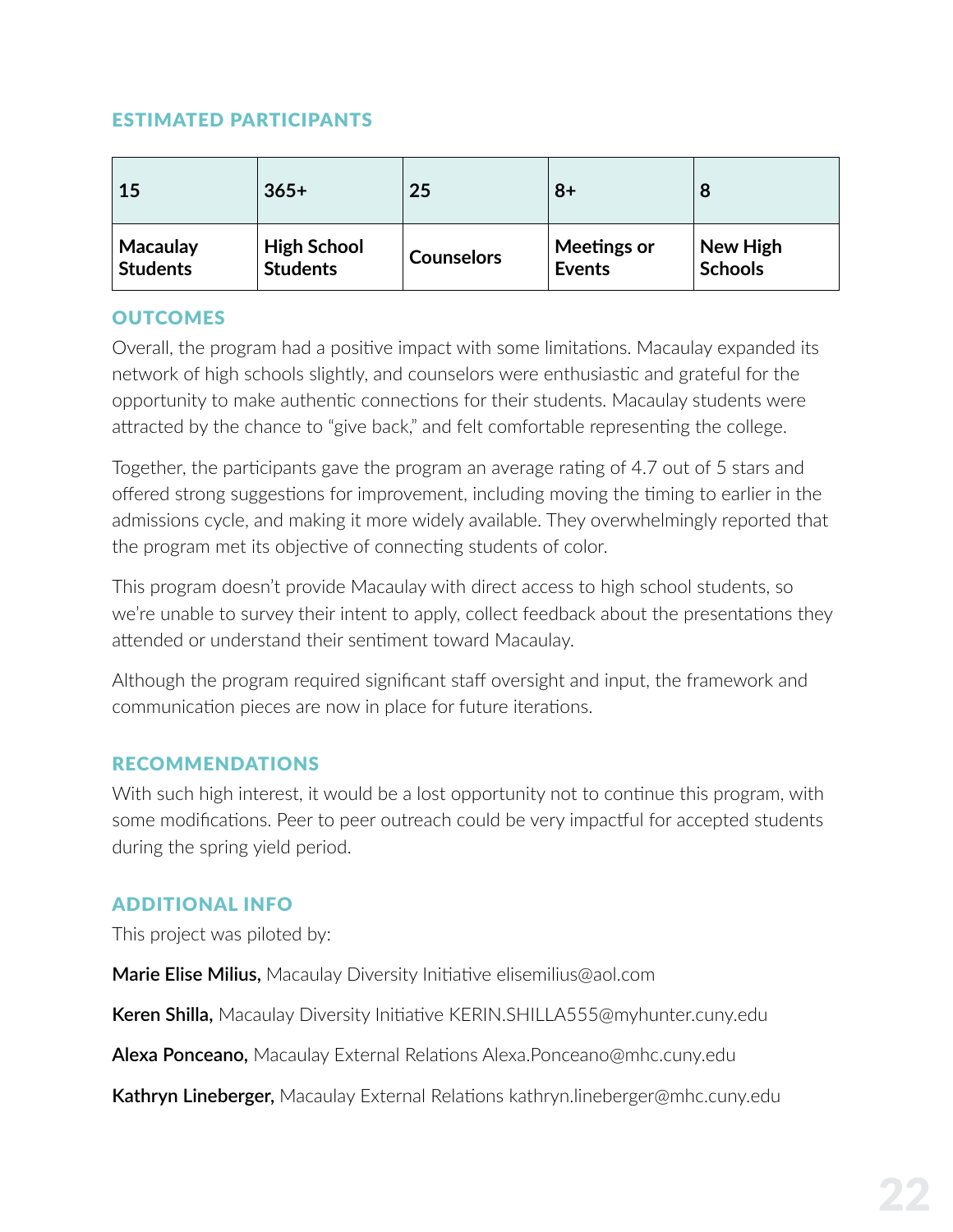## ESTIMATED PARTICIPANTS

| 15 | 365+ | 25 | 8+ | 8 |
|---|---|---|---|---|
| **Macaulay Students** | **High School Students** | **Counselors** | **Meetings or Events** | **New High Schools** |

## OUTCOMES

Overall, the program had a positive impact with some limitations. Macaulay expanded its network of high schools slightly, and counselors were enthusiastic and grateful for the opportunity to make authentic connections for their students. Macaulay students were attracted by the chance to "give back," and felt comfortable representing the college.

Together, the participants gave the program an average rating of 4.7 out of 5 stars and offered strong suggestions for improvement, including moving the timing to earlier in the admissions cycle, and making it more widely available. They overwhelmingly reported that the program met its objective of connecting students of color.

This program doesn't provide Macaulay with direct access to high school students, so we're unable to survey their intent to apply, collect feedback about the presentations they attended or understand their sentiment toward Macaulay.

Although the program required significant staff oversight and input, the framework and communication pieces are now in place for future iterations.

## RECOMMENDATIONS

With such high interest, it would be a lost opportunity not to continue this program, with some modifications. Peer to peer outreach could be very impactful for accepted students during the spring yield period.

## ADDITIONAL INFO

This project was piloted by:

**Marie Elise Milius,** Macaulay Diversity Initiative elisemilius@aol.com

**Keren Shilla,** Macaulay Diversity Initiative KERIN.SHILLA555@myhunter.cuny.edu

**Alexa Ponceano,** Macaulay External Relations Alexa.Ponceano@mhc.cuny.edu

**Kathryn Lineberger,** Macaulay External Relations kathryn.lineberger@mhc.cuny.edu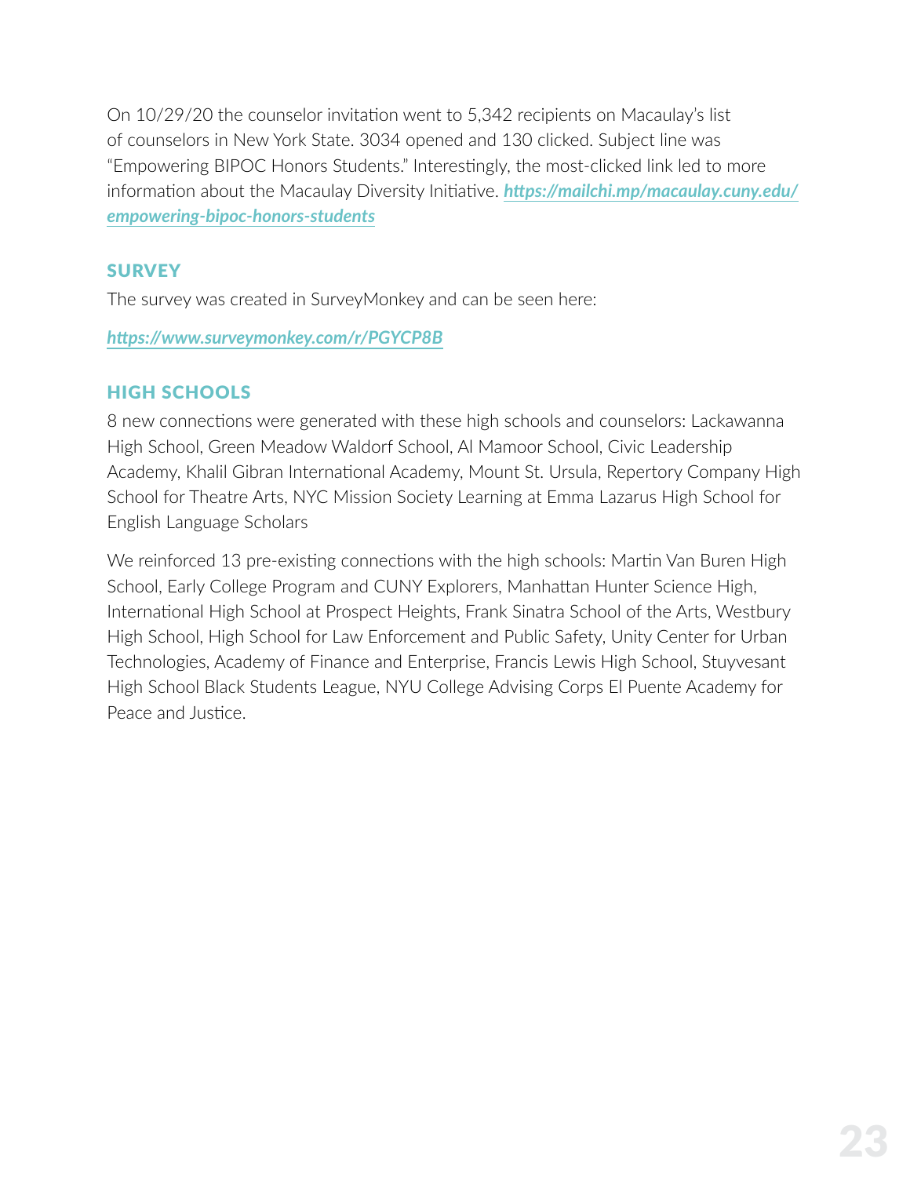On 10/29/20 the counselor invitation went to 5,342 recipients on Macaulay's list of counselors in New York State. 3034 opened and 130 clicked. Subject line was "Empowering BIPOC Honors Students." Interestingly, the most-clicked link led to more information about the Macaulay Diversity Initiative. ***https://mailchi.mp/macaulay.cuny.edu/empowering-bipoc-honors-students***

## SURVEY

The survey was created in SurveyMonkey and can be seen here:

***https://www.surveymonkey.com/r/PGYCP8B***

## HIGH SCHOOLS

8 new connections were generated with these high schools and counselors: Lackawanna High School, Green Meadow Waldorf School, Al Mamoor School, Civic Leadership Academy, Khalil Gibran International Academy, Mount St. Ursula, Repertory Company High School for Theatre Arts, NYC Mission Society Learning at Emma Lazarus High School for English Language Scholars

We reinforced 13 pre-existing connections with the high schools: Martin Van Buren High School, Early College Program and CUNY Explorers, Manhattan Hunter Science High, International High School at Prospect Heights, Frank Sinatra School of the Arts, Westbury High School, High School for Law Enforcement and Public Safety, Unity Center for Urban Technologies, Academy of Finance and Enterprise, Francis Lewis High School, Stuyvesant High School Black Students League, NYU College Advising Corps El Puente Academy for Peace and Justice.